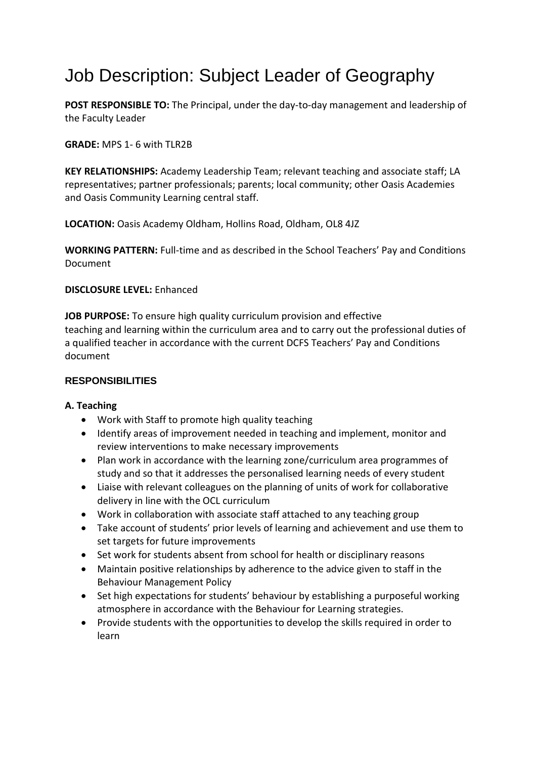# Job Description: Subject Leader of Geography

**POST RESPONSIBLE TO:** The Principal, under the day-to-day management and leadership of the Faculty Leader

**GRADE:** MPS 1- 6 with TLR2B

**KEY RELATIONSHIPS:** Academy Leadership Team; relevant teaching and associate staff; LA representatives; partner professionals; parents; local community; other Oasis Academies and Oasis Community Learning central staff.

**LOCATION:** Oasis Academy Oldham, Hollins Road, Oldham, OL8 4JZ

**WORKING PATTERN:** Full-time and as described in the School Teachers' Pay and Conditions Document

**DISCLOSURE LEVEL:** Enhanced

**JOB PURPOSE:** To ensure high quality curriculum provision and effective teaching and learning within the curriculum area and to carry out the professional duties of a qualified teacher in accordance with the current DCFS Teachers' Pay and Conditions document

## RESPONSIBILITIES

### A. Teaching

- Work with Staff to promote high quality teaching
- Identify areas of improvement needed in teaching and implement, monitor and review interventions to make necessary improvements
- Plan work in accordance with the learning zone/curriculum area programmes of study and so that it addresses the personalised learning needs of every student
- Liaise with relevant colleagues on the planning of units of work for collaborative delivery in line with the OCL curriculum
- Work in collaboration with associate staff attached to any teaching group
- Take account of students' prior levels of learning and achievement and use them to set targets for future improvements
- Set work for students absent from school for health or disciplinary reasons
- Maintain positive relationships by adherence to the advice given to staff in the Behaviour Management Policy
- Set high expectations for students' behaviour by establishing a purposeful working atmosphere in accordance with the Behaviour for Learning strategies.
- Provide students with the opportunities to develop the skills required in order to learn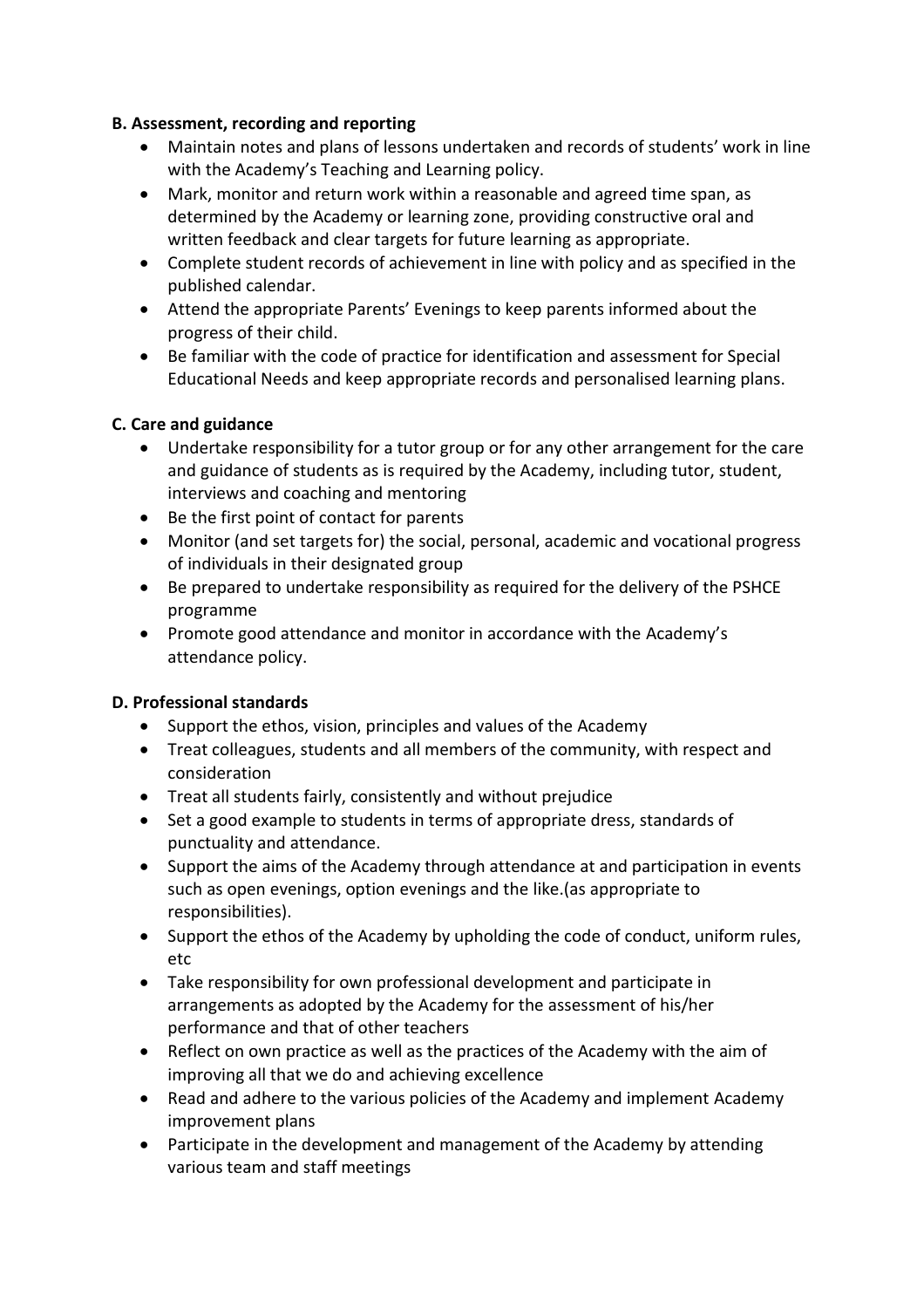**B. Assessment, recording and reporting**

- Maintain notes and plans of lessons undertaken and records of students' work in line with the Academy's Teaching and Learning policy.
- Mark, monitor and return work within a reasonable and agreed time span, as determined by the Academy or learning zone, providing constructive oral and written feedback and clear targets for future learning as appropriate.
- Complete student records of achievement in line with policy and as specified in the published calendar.
- Attend the appropriate Parents' Evenings to keep parents informed about the progress of their child.
- Be familiar with the code of practice for identification and assessment for Special Educational Needs and keep appropriate records and personalised learning plans.

**C. Care and guidance**

- Undertake responsibility for a tutor group or for any other arrangement for the care and guidance of students as is required by the Academy, including tutor, student, interviews and coaching and mentoring
- Be the first point of contact for parents
- Monitor (and set targets for) the social, personal, academic and vocational progress of individuals in their designated group
- Be prepared to undertake responsibility as required for the delivery of the PSHCE programme
- Promote good attendance and monitor in accordance with the Academy's attendance policy.

**D. Professional standards**

- Support the ethos, vision, principles and values of the Academy
- Treat colleagues, students and all members of the community, with respect and consideration
- Treat all students fairly, consistently and without prejudice
- Set a good example to students in terms of appropriate dress, standards of punctuality and attendance.
- Support the aims of the Academy through attendance at and participation in events such as open evenings, option evenings and the like.(as appropriate to responsibilities).
- Support the ethos of the Academy by upholding the code of conduct, uniform rules, etc
- Take responsibility for own professional development and participate in arrangements as adopted by the Academy for the assessment of his/her performance and that of other teachers
- Reflect on own practice as well as the practices of the Academy with the aim of improving all that we do and achieving excellence
- Read and adhere to the various policies of the Academy and implement Academy improvement plans
- Participate in the development and management of the Academy by attending various team and staff meetings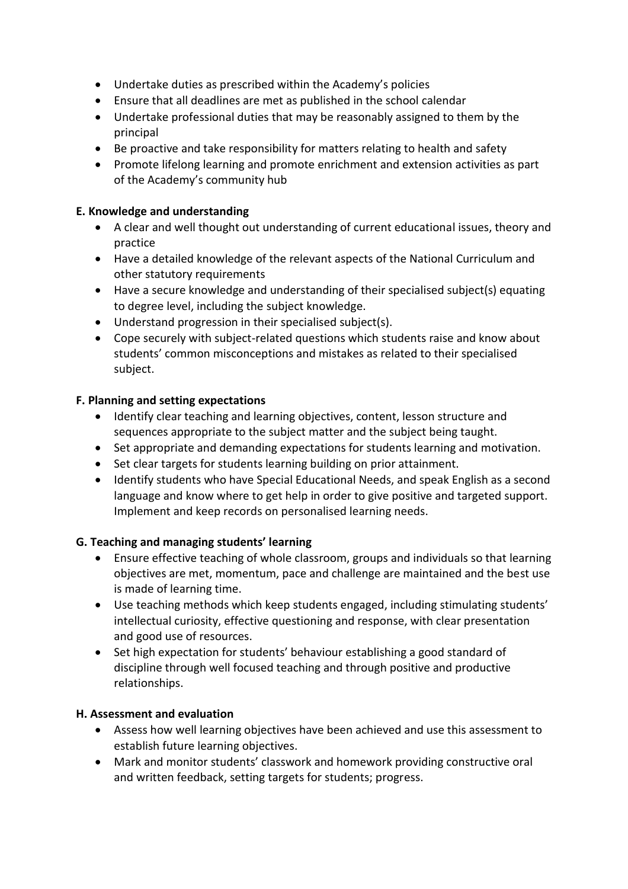- Undertake duties as prescribed within the Academy's policies
- Ensure that all deadlines are met as published in the school calendar
- Undertake professional duties that may be reasonably assigned to them by the principal
- Be proactive and take responsibility for matters relating to health and safety
- Promote lifelong learning and promote enrichment and extension activities as part of the Academy's community hub

**E. Knowledge and understanding**

- A clear and well thought out understanding of current educational issues, theory and practice
- Have a detailed knowledge of the relevant aspects of the National Curriculum and other statutory requirements
- Have a secure knowledge and understanding of their specialised subject(s) equating to degree level, including the subject knowledge.
- Understand progression in their specialised subject(s).
- Cope securely with subject-related questions which students raise and know about students' common misconceptions and mistakes as related to their specialised subject.

**F. Planning and setting expectations**

- Identify clear teaching and learning objectives, content, lesson structure and sequences appropriate to the subject matter and the subject being taught.
- Set appropriate and demanding expectations for students learning and motivation.
- Set clear targets for students learning building on prior attainment.
- Identify students who have Special Educational Needs, and speak English as a second language and know where to get help in order to give positive and targeted support. Implement and keep records on personalised learning needs.

**G. Teaching and managing students' learning**

- Ensure effective teaching of whole classroom, groups and individuals so that learning objectives are met, momentum, pace and challenge are maintained and the best use is made of learning time.
- Use teaching methods which keep students engaged, including stimulating students' intellectual curiosity, effective questioning and response, with clear presentation and good use of resources.
- Set high expectation for students' behaviour establishing a good standard of discipline through well focused teaching and through positive and productive relationships.

**H. Assessment and evaluation**

- Assess how well learning objectives have been achieved and use this assessment to establish future learning objectives.
- Mark and monitor students' classwork and homework providing constructive oral and written feedback, setting targets for students; progress.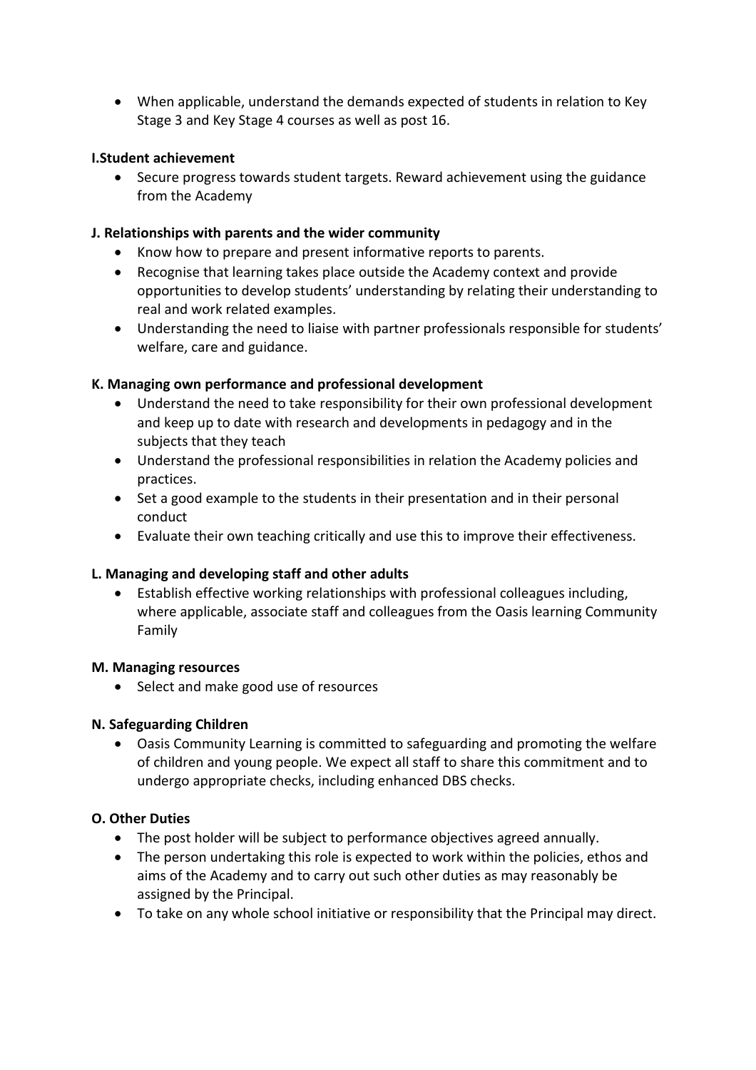- When applicable, understand the demands expected of students in relation to Key Stage 3 and Key Stage 4 courses as well as post 16.

**I.Student achievement**

- Secure progress towards student targets. Reward achievement using the guidance from the Academy

**J. Relationships with parents and the wider community**

- Know how to prepare and present informative reports to parents.
- Recognise that learning takes place outside the Academy context and provide opportunities to develop students' understanding by relating their understanding to real and work related examples.
- Understanding the need to liaise with partner professionals responsible for students' welfare, care and guidance.

**K. Managing own performance and professional development**

- Understand the need to take responsibility for their own professional development and keep up to date with research and developments in pedagogy and in the subjects that they teach
- Understand the professional responsibilities in relation the Academy policies and practices.
- Set a good example to the students in their presentation and in their personal conduct
- Evaluate their own teaching critically and use this to improve their effectiveness.

**L. Managing and developing staff and other adults**

- Establish effective working relationships with professional colleagues including, where applicable, associate staff and colleagues from the Oasis learning Community Family

**M. Managing resources**

- Select and make good use of resources

**N. Safeguarding Children**

- Oasis Community Learning is committed to safeguarding and promoting the welfare of children and young people. We expect all staff to share this commitment and to undergo appropriate checks, including enhanced DBS checks.

**O. Other Duties**

- The post holder will be subject to performance objectives agreed annually.
- The person undertaking this role is expected to work within the policies, ethos and aims of the Academy and to carry out such other duties as may reasonably be assigned by the Principal.
- To take on any whole school initiative or responsibility that the Principal may direct.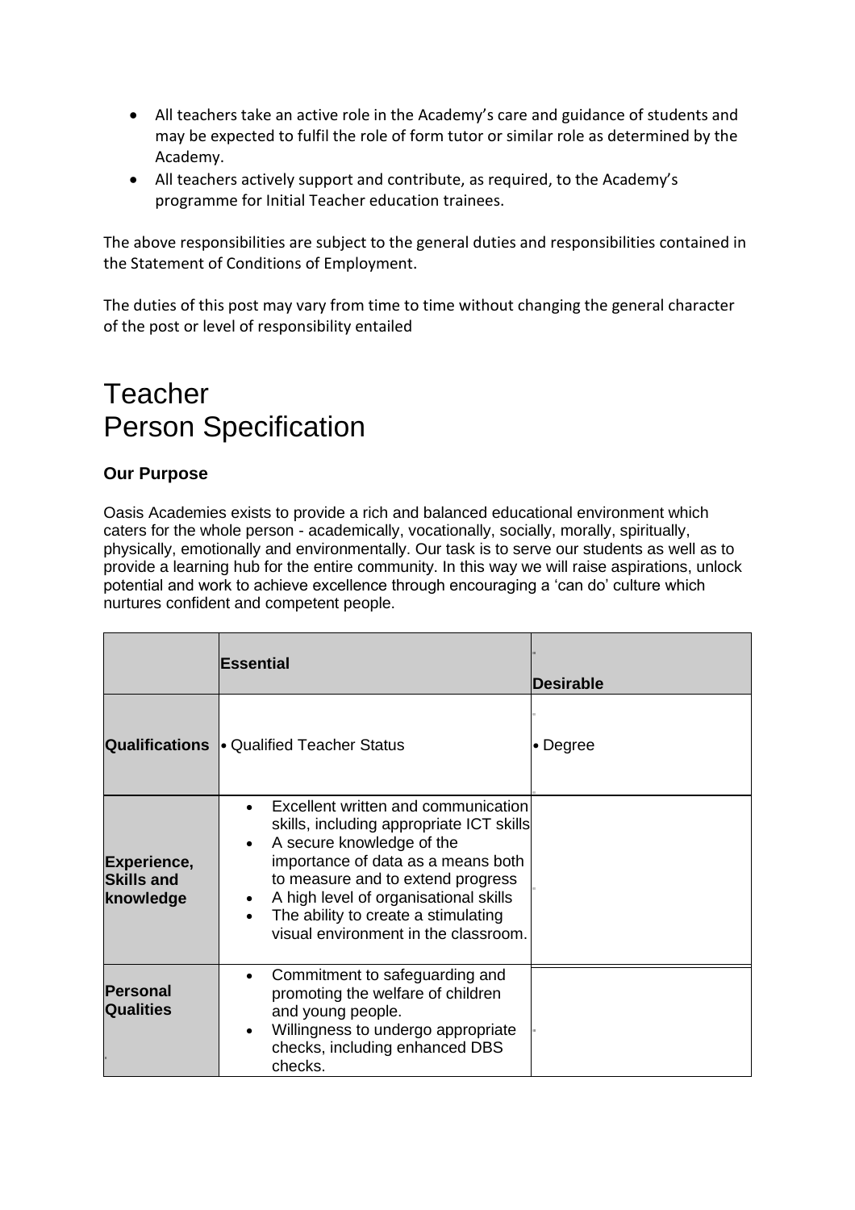- All teachers take an active role in the Academy's care and guidance of students and may be expected to fulfil the role of form tutor or similar role as determined by the Academy.
- All teachers actively support and contribute, as required, to the Academy's programme for Initial Teacher education trainees.

The above responsibilities are subject to the general duties and responsibilities contained in the Statement of Conditions of Employment.

The duties of this post may vary from time to time without changing the general character of the post or level of responsibility entailed

# Teacher
# Person Specification

### Our Purpose

Oasis Academies exists to provide a rich and balanced educational environment which caters for the whole person - academically, vocationally, socially, morally, spiritually, physically, emotionally and environmentally. Our task is to serve our students as well as to provide a learning hub for the entire community. In this way we will raise aspirations, unlock potential and work to achieve excellence through encouraging a 'can do' culture which nurtures confident and competent people.

| | **Essential** | **Desirable** |
|---|---|---|
| **Qualifications** | • Qualified Teacher Status | • Degree |
| **Experience, Skills and knowledge** | • Excellent written and communication skills, including appropriate ICT skills<br>• A secure knowledge of the importance of data as a means both to measure and to extend progress<br>• A high level of organisational skills<br>• The ability to create a stimulating visual environment in the classroom. | |
| **Personal Qualities** | • Commitment to safeguarding and promoting the welfare of children and young people.<br>• Willingness to undergo appropriate checks, including enhanced DBS checks. | |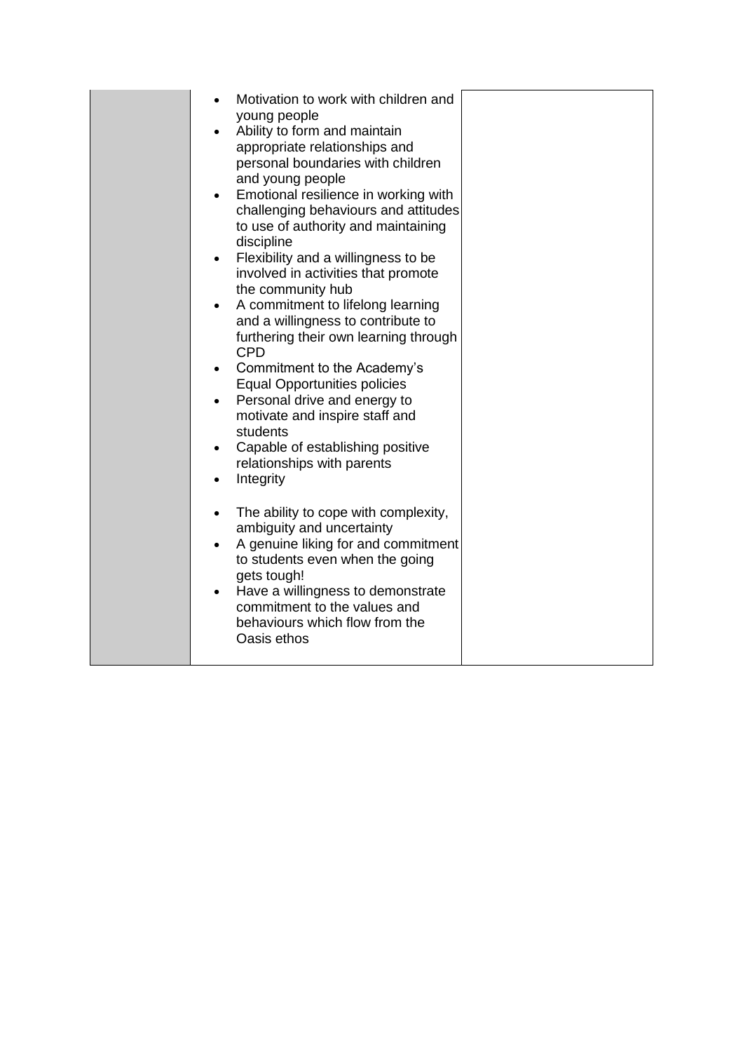| | | |
|---|---|---|
| | <ul><li>Motivation to work with children and young people</li><li>Ability to form and maintain appropriate relationships and personal boundaries with children and young people</li><li>Emotional resilience in working with challenging behaviours and attitudes to use of authority and maintaining discipline</li><li>Flexibility and a willingness to be involved in activities that promote the community hub</li><li>A commitment to lifelong learning and a willingness to contribute to furthering their own learning through CPD</li><li>Commitment to the Academy's Equal Opportunities policies</li><li>Personal drive and energy to motivate and inspire staff and students</li><li>Capable of establishing positive relationships with parents</li><li>Integrity</li></ul><ul><li>The ability to cope with complexity, ambiguity and uncertainty</li><li>A genuine liking for and commitment to students even when the going gets tough!</li><li>Have a willingness to demonstrate commitment to the values and behaviours which flow from the Oasis ethos</li></ul> | |